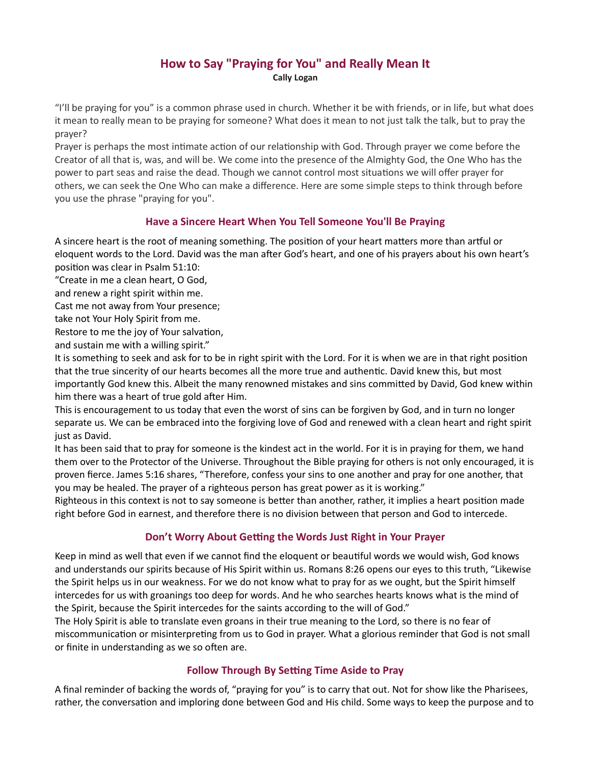# How to Say "Praying for You" and Really Mean It

**Cally Logan**

“I’ll be praying for you” is a common phrase used in church. Whether it be with friends, or in life, but what does it mean to really mean to be praying for someone? What does it mean to not just talk the talk, but to pray the prayer?

Prayer is perhaps the most intimate action of our relationship with God. Through prayer we come before the Creator of all that is, was, and will be. We come into the presence of the Almighty God, the One Who has the power to part seas and raise the dead. Though we cannot control most situations we will offer prayer for others, we can seek the One Who can make a difference. Here are some simple steps to think through before you use the phrase "praying for you".

## Have a Sincere Heart When You Tell Someone You'll Be Praying

A sincere heart is the root of meaning something. The position of your heart matters more than artful or eloquent words to the Lord. David was the man after God’s heart, and one of his prayers about his own heart’s position was clear in Psalm 51:10:

“Create in me a clean heart, O God,
and renew a right spirit within me.
Cast me not away from Your presence;
take not Your Holy Spirit from me.
Restore to me the joy of Your salvation,
and sustain me with a willing spirit.”

It is something to seek and ask for to be in right spirit with the Lord. For it is when we are in that right position that the true sincerity of our hearts becomes all the more true and authentic. David knew this, but most importantly God knew this. Albeit the many renowned mistakes and sins committed by David, God knew within him there was a heart of true gold after Him.

This is encouragement to us today that even the worst of sins can be forgiven by God, and in turn no longer separate us. We can be embraced into the forgiving love of God and renewed with a clean heart and right spirit just as David.

It has been said that to pray for someone is the kindest act in the world. For it is in praying for them, we hand them over to the Protector of the Universe. Throughout the Bible praying for others is not only encouraged, it is proven fierce. James 5:16 shares, “Therefore, confess your sins to one another and pray for one another, that you may be healed. The prayer of a righteous person has great power as it is working.”

Righteous in this context is not to say someone is better than another, rather, it implies a heart position made right before God in earnest, and therefore there is no division between that person and God to intercede.

## Don’t Worry About Getting the Words Just Right in Your Prayer

Keep in mind as well that even if we cannot find the eloquent or beautiful words we would wish, God knows and understands our spirits because of His Spirit within us. Romans 8:26 opens our eyes to this truth, “Likewise the Spirit helps us in our weakness. For we do not know what to pray for as we ought, but the Spirit himself intercedes for us with groanings too deep for words. And he who searches hearts knows what is the mind of the Spirit, because the Spirit intercedes for the saints according to the will of God.”

The Holy Spirit is able to translate even groans in their true meaning to the Lord, so there is no fear of miscommunication or misinterpreting from us to God in prayer. What a glorious reminder that God is not small or finite in understanding as we so often are.

## Follow Through By Setting Time Aside to Pray

A final reminder of backing the words of, “praying for you” is to carry that out. Not for show like the Pharisees, rather, the conversation and imploring done between God and His child. Some ways to keep the purpose and to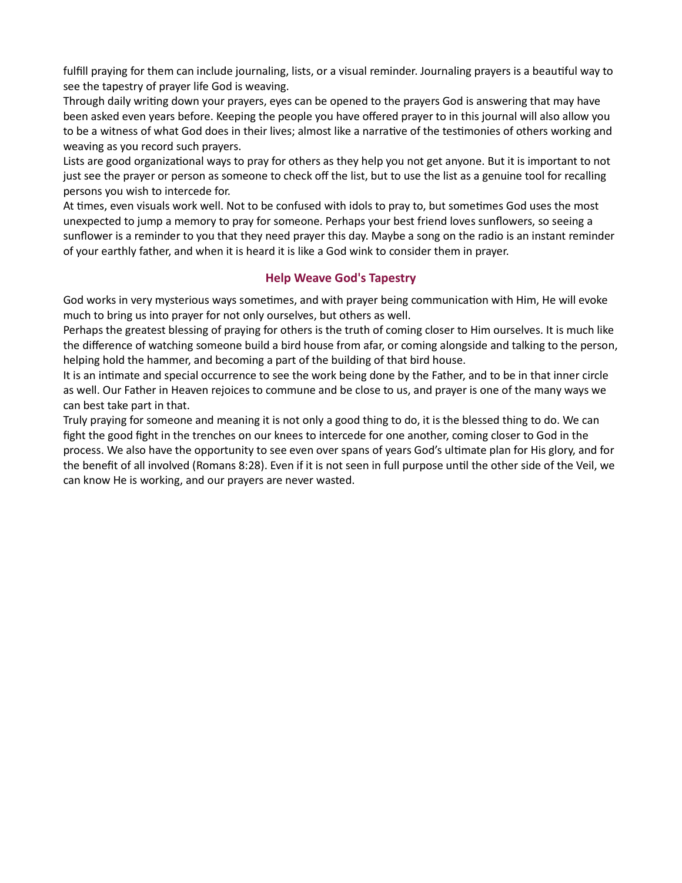fulfill praying for them can include journaling, lists, or a visual reminder. Journaling prayers is a beautiful way to see the tapestry of prayer life God is weaving.

Through daily writing down your prayers, eyes can be opened to the prayers God is answering that may have been asked even years before. Keeping the people you have offered prayer to in this journal will also allow you to be a witness of what God does in their lives; almost like a narrative of the testimonies of others working and weaving as you record such prayers.

Lists are good organizational ways to pray for others as they help you not get anyone. But it is important to not just see the prayer or person as someone to check off the list, but to use the list as a genuine tool for recalling persons you wish to intercede for.

At times, even visuals work well. Not to be confused with idols to pray to, but sometimes God uses the most unexpected to jump a memory to pray for someone. Perhaps your best friend loves sunflowers, so seeing a sunflower is a reminder to you that they need prayer this day. Maybe a song on the radio is an instant reminder of your earthly father, and when it is heard it is like a God wink to consider them in prayer.

## Help Weave God's Tapestry

God works in very mysterious ways sometimes, and with prayer being communication with Him, He will evoke much to bring us into prayer for not only ourselves, but others as well.

Perhaps the greatest blessing of praying for others is the truth of coming closer to Him ourselves. It is much like the difference of watching someone build a bird house from afar, or coming alongside and talking to the person, helping hold the hammer, and becoming a part of the building of that bird house.

It is an intimate and special occurrence to see the work being done by the Father, and to be in that inner circle as well. Our Father in Heaven rejoices to commune and be close to us, and prayer is one of the many ways we can best take part in that.

Truly praying for someone and meaning it is not only a good thing to do, it is the blessed thing to do. We can fight the good fight in the trenches on our knees to intercede for one another, coming closer to God in the process. We also have the opportunity to see even over spans of years God's ultimate plan for His glory, and for the benefit of all involved (Romans 8:28). Even if it is not seen in full purpose until the other side of the Veil, we can know He is working, and our prayers are never wasted.